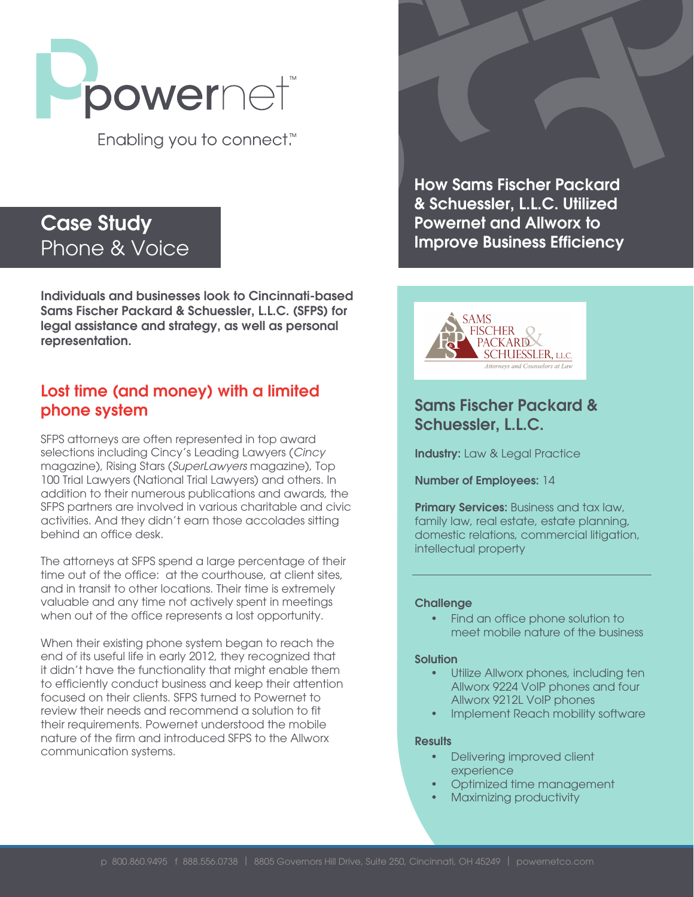powernet™

Enabling you to connect.™

# Case Study
Phone & Voice

## How Sams Fischer Packard & Schuessler, L.L.C. Utilized Powernet and Allworx to Improve Business Efficiency

**Individuals and businesses look to Cincinnati-based Sams Fischer Packard & Schuessler, L.L.C. (SFPS) for legal assistance and strategy, as well as personal representation.**

### Lost time (and money) with a limited phone system

SFPS attorneys are often represented in top award selections including Cincy's Leading Lawyers (*Cincy* magazine), Rising Stars (*SuperLawyers* magazine), Top 100 Trial Lawyers (National Trial Lawyers) and others. In addition to their numerous publications and awards, the SFPS partners are involved in various charitable and civic activities. And they didn't earn those accolades sitting behind an office desk.

The attorneys at SFPS spend a large percentage of their time out of the office: at the courthouse, at client sites, and in transit to other locations. Their time is extremely valuable and any time not actively spent in meetings when out of the office represents a lost opportunity.

When their existing phone system began to reach the end of its useful life in early 2012, they recognized that it didn't have the functionality that might enable them to efficiently conduct business and keep their attention focused on their clients. SFPS turned to Powernet to review their needs and recommend a solution to fit their requirements. Powernet understood the mobile nature of the firm and introduced SFPS to the Allworx communication systems.

SAMS FISCHER PACKARD & SCHUESSLER, L.L.C.
*Attorneys and Counselors at Law*

### Sams Fischer Packard & Schuessler, L.L.C.

**Industry:** Law & Legal Practice

**Number of Employees:** 14

**Primary Services:** Business and tax law, family law, real estate, estate planning, domestic relations, commercial litigation, intellectual property

**Challenge**

- Find an office phone solution to meet mobile nature of the business

**Solution**

- Utilize Allworx phones, including ten Allworx 9224 VoIP phones and four Allworx 9212L VoIP phones
- Implement Reach mobility software

**Results**

- Delivering improved client experience
- Optimized time management
- Maximizing productivity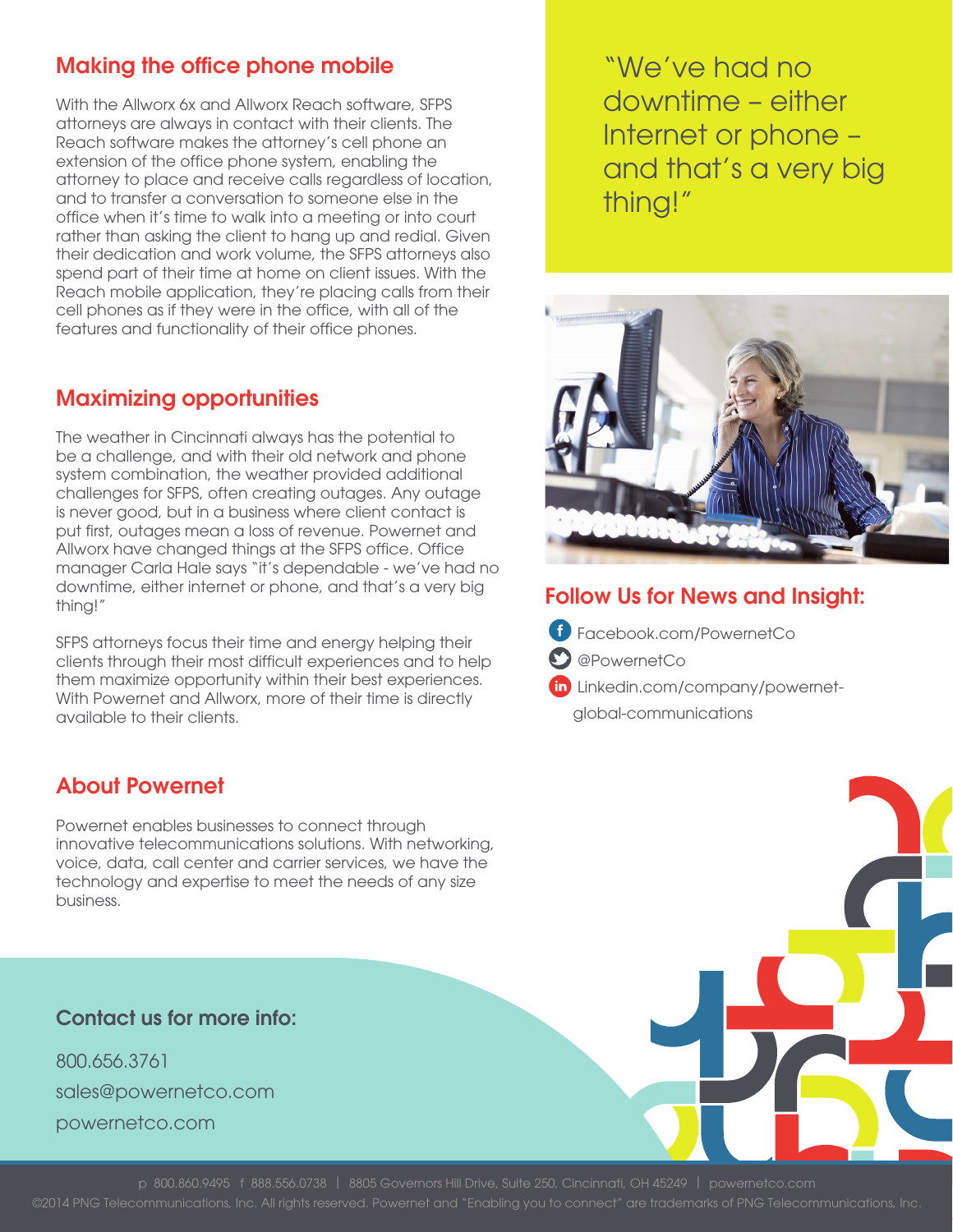## Making the office phone mobile

With the Allworx 6x and Allworx Reach software, SFPS attorneys are always in contact with their clients. The Reach software makes the attorney's cell phone an extension of the office phone system, enabling the attorney to place and receive calls regardless of location, and to transfer a conversation to someone else in the office when it's time to walk into a meeting or into court rather than asking the client to hang up and redial. Given their dedication and work volume, the SFPS attorneys also spend part of their time at home on client issues. With the Reach mobile application, they're placing calls from their cell phones as if they were in the office, with all of the features and functionality of their office phones.

## Maximizing opportunities

The weather in Cincinnati always has the potential to be a challenge, and with their old network and phone system combination, the weather provided additional challenges for SFPS, often creating outages. Any outage is never good, but in a business where client contact is put first, outages mean a loss of revenue. Powernet and Allworx have changed things at the SFPS office. Office manager Carla Hale says "it's dependable - we've had no downtime, either internet or phone, and that's a very big thing!"

SFPS attorneys focus their time and energy helping their clients through their most difficult experiences and to help them maximize opportunity within their best experiences. With Powernet and Allworx, more of their time is directly available to their clients.

## About Powernet

Powernet enables businesses to connect through innovative telecommunications solutions. With networking, voice, data, call center and carrier services, we have the technology and expertise to meet the needs of any size business.

### Contact us for more info:

800.656.3761

sales@powernetco.com

powernetco.com

"We've had no downtime – either Internet or phone – and that's a very big thing!"

## Follow Us for News and Insight:

- Facebook.com/PowernetCo
- @PowernetCo
- Linkedin.com/company/powernet-global-communications

p 800.860.9495 f 888.556.0738 | 8805 Governors Hill Drive, Suite 250, Cincinnati, OH 45249 | powernetco.com

©2014 PNG Telecommunications, Inc. All rights reserved. Powernet and "Enabling you to connect" are trademarks of PNG Telecommunications, Inc.